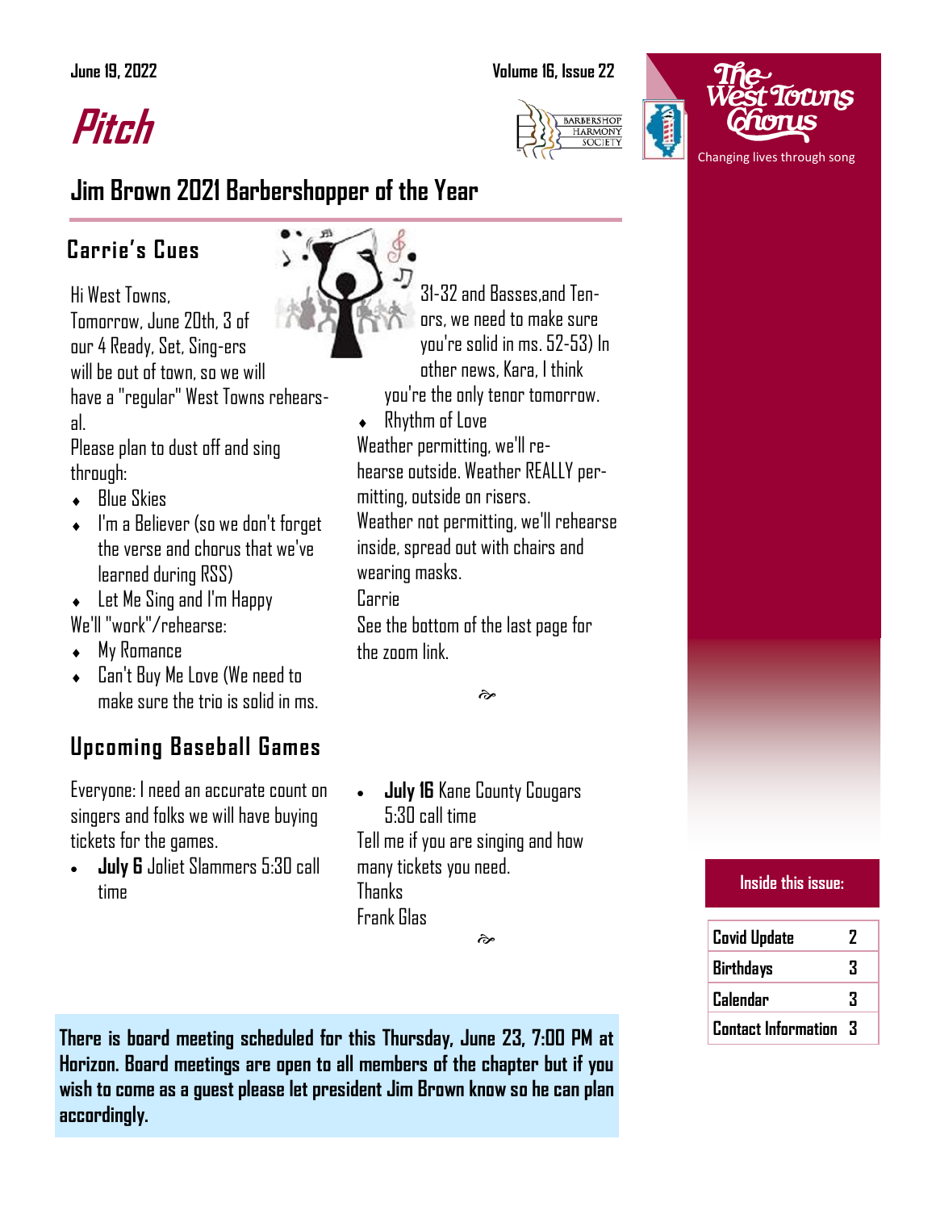June 19, 2022

# Pitch

The West Towns Chorus

Changing lives through song

## Jim Brown 2021 Barbershopper of the Year

### Carrie's Cues

Hi West Towns,

Tomorrow, June 20th, 3 of our 4 Ready, Set, Sing-ers will be out of town, so we will have a "regular" West Towns rehearsal.

Please plan to dust off and sing through:

- Blue Skies
- I'm a Believer (so we don't forget the verse and chorus that we've learned during RSS)
- Let Me Sing and I'm Happy

We'll "work"/rehearse:

- My Romance
- Can't Buy Me Love (We need to make sure the trio is solid in ms. 31-32 and Basses,and Tenors, we need to make sure you're solid in ms. 52-53) In other news, Kara, I think you're the only tenor tomorrow.
- Rhythm of Love

Weather permitting, we'll rehearse outside. Weather REALLY permitting, outside on risers.

Weather not permitting, we'll rehearse inside, spread out with chairs and wearing masks.

Carrie

See the bottom of the last page for the zoom link.

### Upcoming Baseball Games

Everyone: I need an accurate count on singers and folks we will have buying tickets for the games.

- **July 6** Joliet Slammers 5:30 call time
- **July 16** Kane County Cougars 5:30 call time

Tell me if you are singing and how many tickets you need.

Thanks

Frank Glas

**There is board meeting scheduled for this Thursday, June 23, 7:00 PM at Horizon. Board meetings are open to all members of the chapter but if you wish to come as a guest please let president Jim Brown know so he can plan accordingly.**

**Inside this issue:**

| | |
|---|---|
| Covid Update | 2 |
| Birthdays | 3 |
| Calendar | 3 |
| Contact Information | 3 |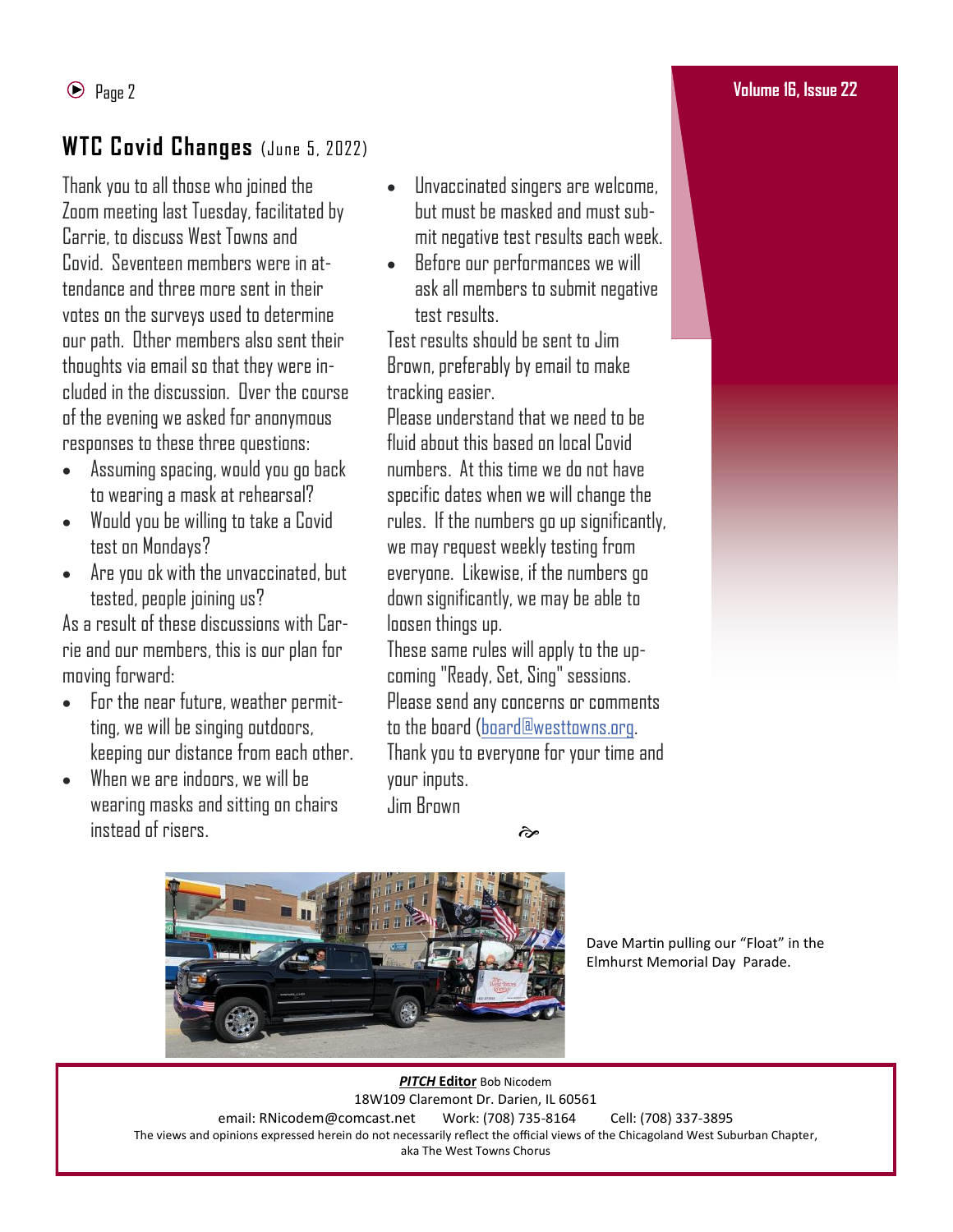## WTC Covid Changes (June 5, 2022)

Thank you to all those who joined the Zoom meeting last Tuesday, facilitated by Carrie, to discuss West Towns and Covid. Seventeen members were in attendance and three more sent in their votes on the surveys used to determine our path. Other members also sent their thoughts via email so that they were included in the discussion. Over the course of the evening we asked for anonymous responses to these three questions:

- Assuming spacing, would you go back to wearing a mask at rehearsal?
- Would you be willing to take a Covid test on Mondays?
- Are you ok with the unvaccinated, but tested, people joining us?

As a result of these discussions with Carrie and our members, this is our plan for moving forward:

- For the near future, weather permitting, we will be singing outdoors, keeping our distance from each other.
- When we are indoors, we will be wearing masks and sitting on chairs instead of risers.
- Unvaccinated singers are welcome, but must be masked and must submit negative test results each week.
- Before our performances we will ask all members to submit negative test results.

Test results should be sent to Jim Brown, preferably by email to make tracking easier.

Please understand that we need to be fluid about this based on local Covid numbers. At this time we do not have specific dates when we will change the rules. If the numbers go up significantly, we may request weekly testing from everyone. Likewise, if the numbers go down significantly, we may be able to loosen things up.

These same rules will apply to the upcoming "Ready, Set, Sing" sessions.

Please send any concerns or comments to the board (board@westtowns.org).

Thank you to everyone for your time and your inputs.

Jim Brown

Dave Martin pulling our "Float" in the Elmhurst Memorial Day Parade.

***PITCH* Editor** Bob Nicodem
18W109 Claremont Dr. Darien, IL 60561
email: RNicodem@comcast.net Work: (708) 735-8164 Cell: (708) 337-3895
The views and opinions expressed herein do not necessarily reflect the official views of the Chicagoland West Suburban Chapter, aka The West Towns Chorus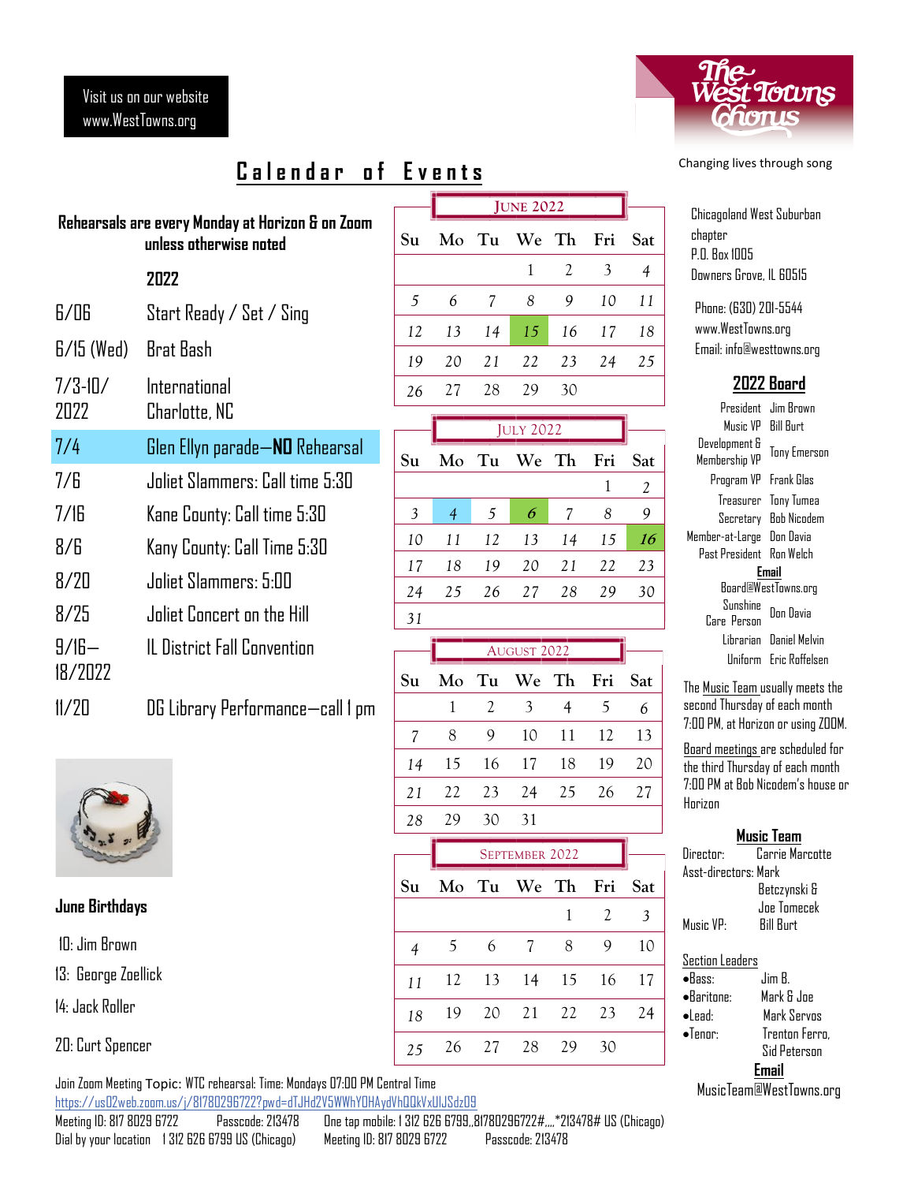Visit us on our website
www.WestTowns.org

# Calendar of Events

The West Towns Chorus

Changing lives through song

**Rehearsals are every Monday at Horizon & on Zoom unless otherwise noted**

**2022**

| | |
|---|---|
| 6/06 | Start Ready / Set / Sing |
| 6/15 (Wed) | Brat Bash |
| 7/3-10/2022 | International Charlotte, NC |
| 7/4 | Glen Ellyn parade—**NO** Rehearsal |
| 7/6 | Joliet Slammers: Call time 5:30 |
| 7/16 | Kane County: Call time 5:30 |
| 8/6 | Kany County: Call Time 5:30 |
| 8/20 | Joliet Slammers: 5:00 |
| 8/25 | Joliet Concert on the Hill |
| 9/16—18/2022 | IL District Fall Convention |
| 11/20 | DG Library Performance—call 1 pm |

**June Birthdays**

10: Jim Brown

13: George Zoellick

14: Jack Roller

20: Curt Spencer

**JUNE 2022**

| Su | Mo | Tu | We | Th | Fri | Sat |
|---|---|---|---|---|---|---|
| | | | 1 | 2 | 3 | 4 |
| 5 | 6 | 7 | 8 | 9 | 10 | 11 |
| 12 | 13 | 14 | 15 | 16 | 17 | 18 |
| 19 | 20 | 21 | 22 | 23 | 24 | 25 |
| 26 | 27 | 28 | 29 | 30 | | |

**JULY 2022**

| Su | Mo | Tu | We | Th | Fri | Sat |
|---|---|---|---|---|---|---|
| | | | | | 1 | 2 |
| 3 | 4 | 5 | 6 | 7 | 8 | 9 |
| 10 | 11 | 12 | 13 | 14 | 15 | 16 |
| 17 | 18 | 19 | 20 | 21 | 22 | 23 |
| 24 | 25 | 26 | 27 | 28 | 29 | 30 |
| 31 | | | | | | |

**AUGUST 2022**

| Su | Mo | Tu | We | Th | Fri | Sat |
|---|---|---|---|---|---|---|
| | 1 | 2 | 3 | 4 | 5 | 6 |
| 7 | 8 | 9 | 10 | 11 | 12 | 13 |
| 14 | 15 | 16 | 17 | 18 | 19 | 20 |
| 21 | 22 | 23 | 24 | 25 | 26 | 27 |
| 28 | 29 | 30 | 31 | | | |

**SEPTEMBER 2022**

| Su | Mo | Tu | We | Th | Fri | Sat |
|---|---|---|---|---|---|---|
| | | | | 1 | 2 | 3 |
| 4 | 5 | 6 | 7 | 8 | 9 | 10 |
| 11 | 12 | 13 | 14 | 15 | 16 | 17 |
| 18 | 19 | 20 | 21 | 22 | 23 | 24 |
| 25 | 26 | 27 | 28 | 29 | 30 | |

Chicagoland West Suburban chapter
P.O. Box 1005
Downers Grove, IL 60515

Phone: (630) 201-5544
www.WestTowns.org
Email: info@westtowns.org

## 2022 Board

| | |
|---|---|
| President | Jim Brown |
| Music VP | Bill Burt |
| Development & Membership VP | Tony Emerson |
| Program VP | Frank Glas |
| Treasurer | Tony Tumea |
| Secretary | Bob Nicodem |
| Member-at-Large | Don Davia |
| Past President | Ron Welch |

**Email**
Board@WestTowns.org

| | |
|---|---|
| Sunshine Care Person | Don Davia |
| Librarian | Daniel Melvin |
| Uniform | Eric Roffelsen |

The Music Team usually meets the second Thursday of each month 7:00 PM, at Horizon or using ZOOM.

Board meetings are scheduled for the third Thursday of each month 7:00 PM at Bob Nicodem's house or Horizon

## Music Team

Director: Carrie Marcotte
Asst-directors: Mark Betczynski & Joe Tomecek
Music VP: Bill Burt

Section Leaders
- Bass: Jim B.
- Baritone: Mark & Joe
- Lead: Mark Servos
- Tenor: Trenton Ferro, Sid Peterson

**Email**
MusicTeam@WestTowns.org

Join Zoom Meeting Topic: WTC rehearsal: Time: Mondays 07:00 PM Central Time
https://us02web.zoom.us/j/81780296722?pwd=dTJHd2V5WWhYOHAydVhQQkVxUlJSdz09
Meeting ID: 817 8029 6722 Passcode: 213478 One tap mobile: 1 312 626 6799,,81780296722#,,,,*213478# US (Chicago)
Dial by your location 1 312 626 6799 US (Chicago) Meeting ID: 817 8029 6722 Passcode: 213478